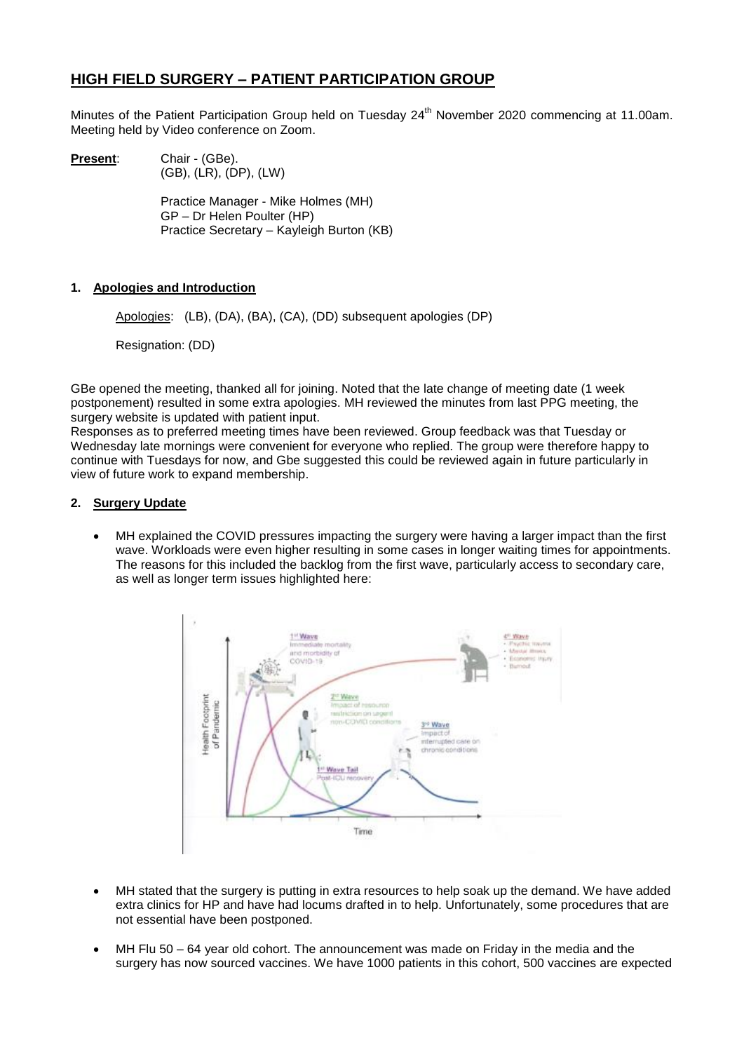# HIGH FIELD SURGERY – PATIENT PARTICIPATION GROUP

Minutes of the Patient Participation Group held on Tuesday 24th November 2020 commencing at 11.00am. Meeting held by Video conference on Zoom.

**Present**: Chair - (GBe).
(GB), (LR), (DP), (LW)

Practice Manager - Mike Holmes (MH)
GP – Dr Helen Poulter (HP)
Practice Secretary – Kayleigh Burton (KB)

## 1. Apologies and Introduction

Apologies: (LB), (DA), (BA), (CA), (DD) subsequent apologies (DP)

Resignation: (DD)

GBe opened the meeting, thanked all for joining. Noted that the late change of meeting date (1 week postponement) resulted in some extra apologies. MH reviewed the minutes from last PPG meeting, the surgery website is updated with patient input.

Responses as to preferred meeting times have been reviewed. Group feedback was that Tuesday or Wednesday late mornings were convenient for everyone who replied. The group were therefore happy to continue with Tuesdays for now, and Gbe suggested this could be reviewed again in future particularly in view of future work to expand membership.

## 2. Surgery Update

- MH explained the COVID pressures impacting the surgery were having a larger impact than the first wave. Workloads were even higher resulting in some cases in longer waiting times for appointments. The reasons for this included the backlog from the first wave, particularly access to secondary care, as well as longer term issues highlighted here:

- MH stated that the surgery is putting in extra resources to help soak up the demand. We have added extra clinics for HP and have had locums drafted in to help. Unfortunately, some procedures that are not essential have been postponed.

- MH Flu 50 – 64 year old cohort. The announcement was made on Friday in the media and the surgery has now sourced vaccines. We have 1000 patients in this cohort, 500 vaccines are expected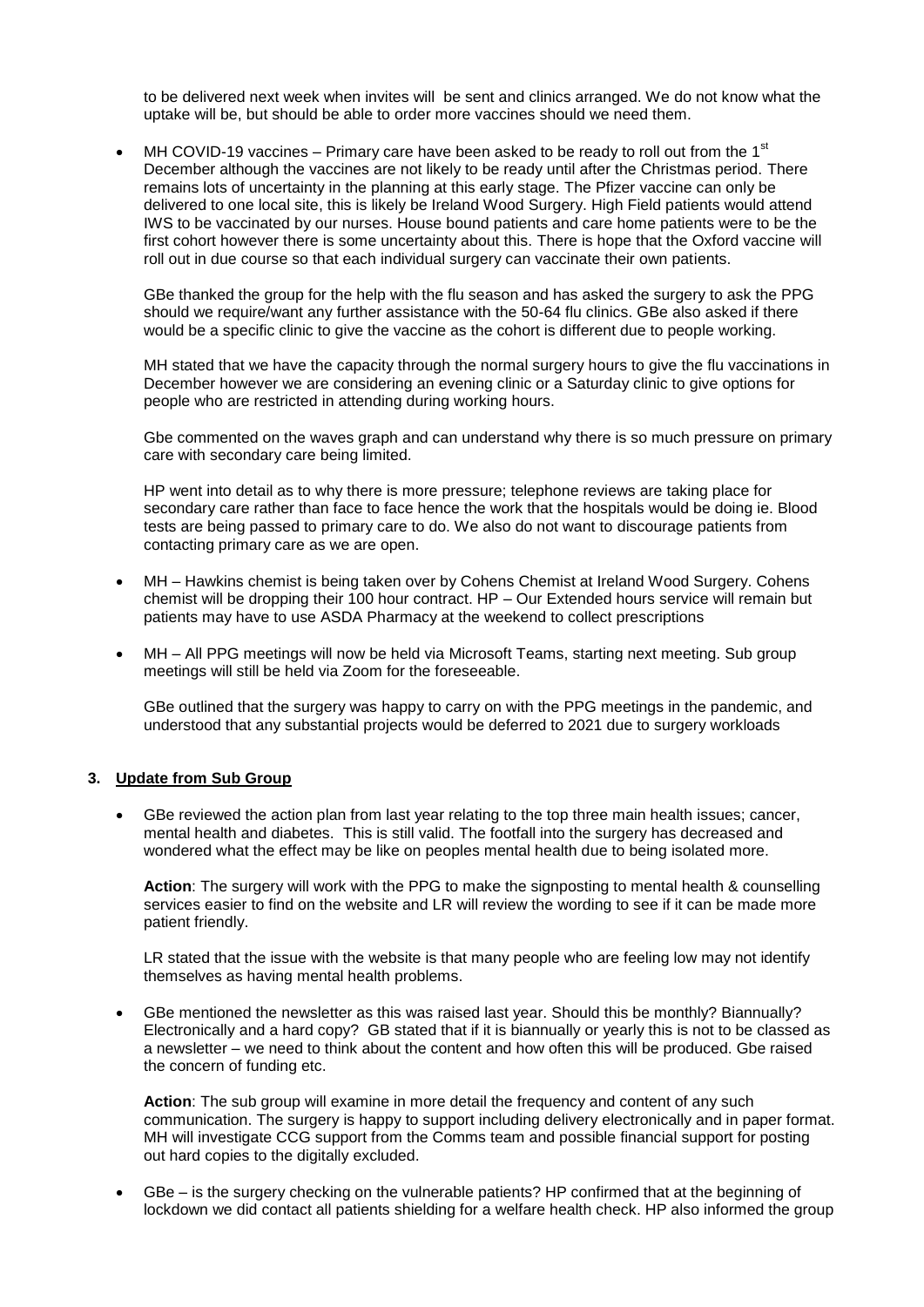to be delivered next week when invites will be sent and clinics arranged. We do not know what the uptake will be, but should be able to order more vaccines should we need them.

- MH COVID-19 vaccines – Primary care have been asked to be ready to roll out from the 1st December although the vaccines are not likely to be ready until after the Christmas period. There remains lots of uncertainty in the planning at this early stage. The Pfizer vaccine can only be delivered to one local site, this is likely be Ireland Wood Surgery. High Field patients would attend IWS to be vaccinated by our nurses. House bound patients and care home patients were to be the first cohort however there is some uncertainty about this. There is hope that the Oxford vaccine will roll out in due course so that each individual surgery can vaccinate their own patients.

  GBe thanked the group for the help with the flu season and has asked the surgery to ask the PPG should we require/want any further assistance with the 50-64 flu clinics. GBe also asked if there would be a specific clinic to give the vaccine as the cohort is different due to people working.

  MH stated that we have the capacity through the normal surgery hours to give the flu vaccinations in December however we are considering an evening clinic or a Saturday clinic to give options for people who are restricted in attending during working hours.

  Gbe commented on the waves graph and can understand why there is so much pressure on primary care with secondary care being limited.

  HP went into detail as to why there is more pressure; telephone reviews are taking place for secondary care rather than face to face hence the work that the hospitals would be doing ie. Blood tests are being passed to primary care to do. We also do not want to discourage patients from contacting primary care as we are open.

- MH – Hawkins chemist is being taken over by Cohens Chemist at Ireland Wood Surgery. Cohens chemist will be dropping their 100 hour contract. HP – Our Extended hours service will remain but patients may have to use ASDA Pharmacy at the weekend to collect prescriptions

- MH – All PPG meetings will now be held via Microsoft Teams, starting next meeting. Sub group meetings will still be held via Zoom for the foreseeable.

  GBe outlined that the surgery was happy to carry on with the PPG meetings in the pandemic, and understood that any substantial projects would be deferred to 2021 due to surgery workloads

**3. Update from Sub Group**

- GBe reviewed the action plan from last year relating to the top three main health issues; cancer, mental health and diabetes. This is still valid. The footfall into the surgery has decreased and wondered what the effect may be like on peoples mental health due to being isolated more.

  **Action**: The surgery will work with the PPG to make the signposting to mental health & counselling services easier to find on the website and LR will review the wording to see if it can be made more patient friendly.

  LR stated that the issue with the website is that many people who are feeling low may not identify themselves as having mental health problems.

- GBe mentioned the newsletter as this was raised last year. Should this be monthly? Biannually? Electronically and a hard copy? GB stated that if it is biannually or yearly this is not to be classed as a newsletter – we need to think about the content and how often this will be produced. Gbe raised the concern of funding etc.

  **Action**: The sub group will examine in more detail the frequency and content of any such communication. The surgery is happy to support including delivery electronically and in paper format. MH will investigate CCG support from the Comms team and possible financial support for posting out hard copies to the digitally excluded.

- GBe – is the surgery checking on the vulnerable patients? HP confirmed that at the beginning of lockdown we did contact all patients shielding for a welfare health check. HP also informed the group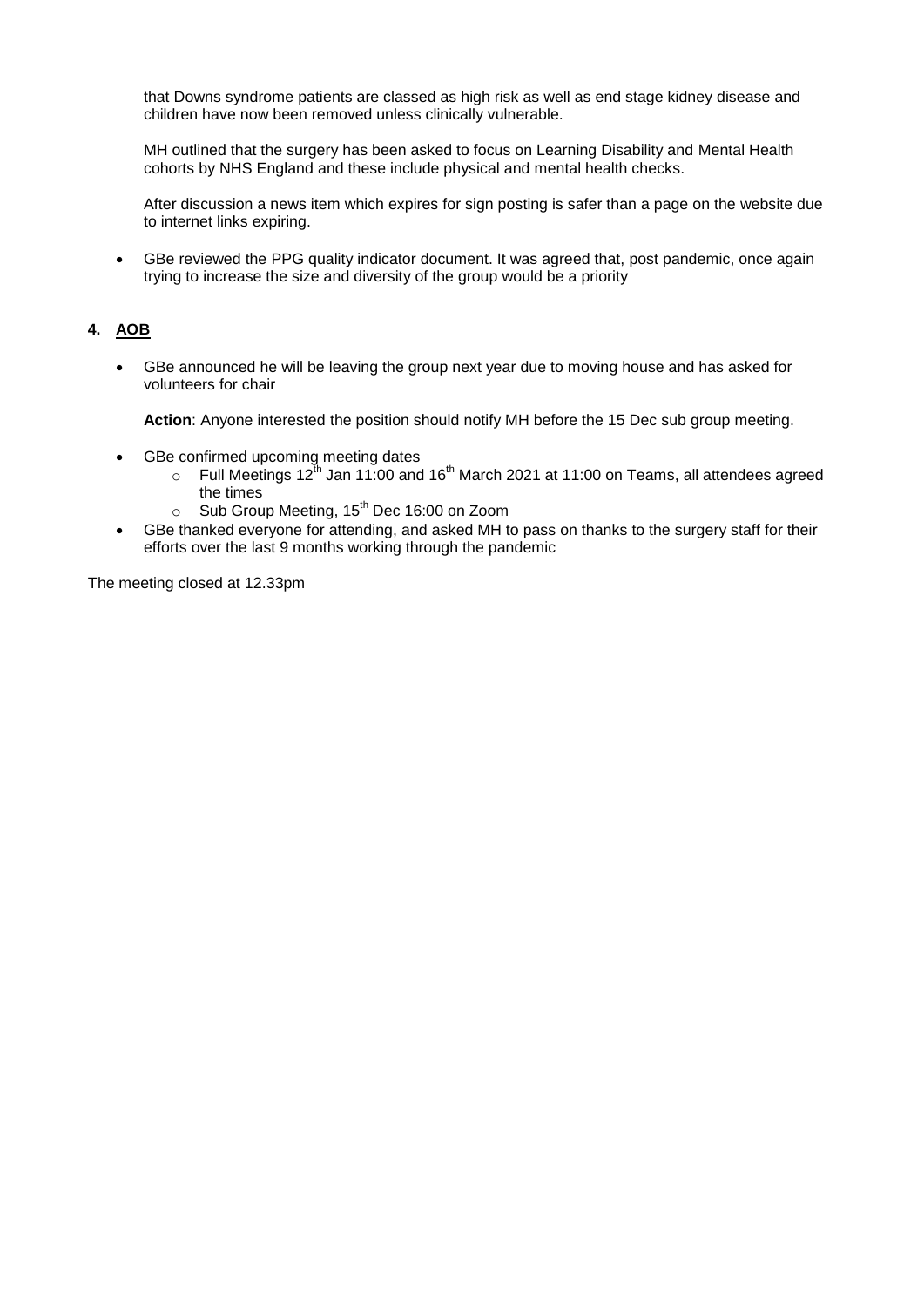that Downs syndrome patients are classed as high risk as well as end stage kidney disease and children have now been removed unless clinically vulnerable.

MH outlined that the surgery has been asked to focus on Learning Disability and Mental Health cohorts by NHS England and these include physical and mental health checks.

After discussion a news item which expires for sign posting is safer than a page on the website due to internet links expiring.

- GBe reviewed the PPG quality indicator document. It was agreed that, post pandemic, once again trying to increase the size and diversity of the group would be a priority

## 4. AOB

- GBe announced he will be leaving the group next year due to moving house and has asked for volunteers for chair

  **Action**: Anyone interested the position should notify MH before the 15 Dec sub group meeting.

- GBe confirmed upcoming meeting dates
  - Full Meetings 12th Jan 11:00 and 16th March 2021 at 11:00 on Teams, all attendees agreed the times
  - Sub Group Meeting, 15th Dec 16:00 on Zoom
- GBe thanked everyone for attending, and asked MH to pass on thanks to the surgery staff for their efforts over the last 9 months working through the pandemic

The meeting closed at 12.33pm